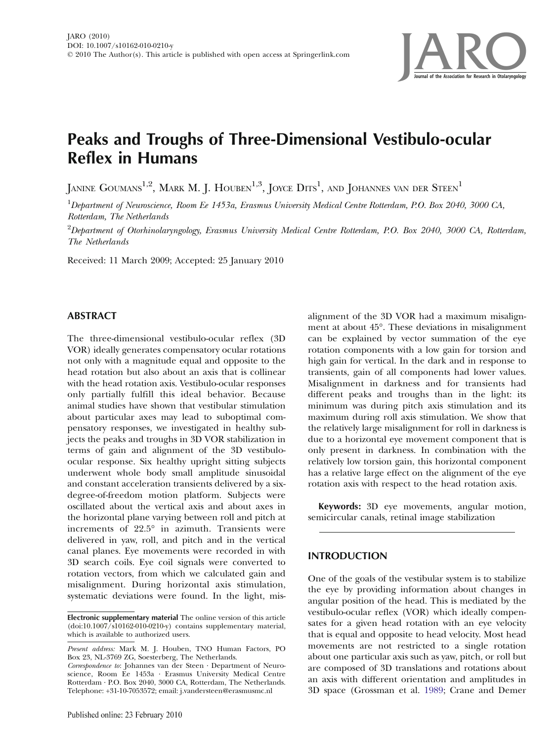JARO (2010)
DOI: 10.1007/s10162-010-0210-y
© 2010 The Author(s). This article is published with open access at Springerlink.com

# Peaks and Troughs of Three-Dimensional Vestibulo-ocular Reflex in Humans

Janine Goumans[1,2], Mark M. J. Houben[1,3], Joyce Dits[1], and Johannes van der Steen[1]

[1]Department of Neuroscience, Room Ee 1453a, Erasmus University Medical Centre Rotterdam, P.O. Box 2040, 3000 CA, Rotterdam, The Netherlands

[2]Department of Otorhinolaryngology, Erasmus University Medical Centre Rotterdam, P.O. Box 2040, 3000 CA, Rotterdam, The Netherlands

Received: 11 March 2009; Accepted: 25 January 2010

## ABSTRACT

The three-dimensional vestibulo-ocular reflex (3D VOR) ideally generates compensatory ocular rotations not only with a magnitude equal and opposite to the head rotation but also about an axis that is collinear with the head rotation axis. Vestibulo-ocular responses only partially fulfill this ideal behavior. Because animal studies have shown that vestibular stimulation about particular axes may lead to suboptimal compensatory responses, we investigated in healthy subjects the peaks and troughs in 3D VOR stabilization in terms of gain and alignment of the 3D vestibulo-ocular response. Six healthy upright sitting subjects underwent whole body small amplitude sinusoidal and constant acceleration transients delivered by a six-degree-of-freedom motion platform. Subjects were oscillated about the vertical axis and about axes in the horizontal plane varying between roll and pitch at increments of 22.5° in azimuth. Transients were delivered in yaw, roll, and pitch and in the vertical canal planes. Eye movements were recorded in with 3D search coils. Eye coil signals were converted to rotation vectors, from which we calculated gain and misalignment. During horizontal axis stimulation, systematic deviations were found. In the light, misalignment of the 3D VOR had a maximum misalignment at about 45°. These deviations in misalignment can be explained by vector summation of the eye rotation components with a low gain for torsion and high gain for vertical. In the dark and in response to transients, gain of all components had lower values. Misalignment in darkness and for transients had different peaks and troughs than in the light: its minimum was during pitch axis stimulation and its maximum during roll axis stimulation. We show that the relatively large misalignment for roll in darkness is due to a horizontal eye movement component that is only present in darkness. In combination with the relatively low torsion gain, this horizontal component has a relative large effect on the alignment of the eye rotation axis with respect to the head rotation axis.

**Keywords:** 3D eye movements, angular motion, semicircular canals, retinal image stabilization

**Electronic supplementary material** The online version of this article (doi:10.1007/s10162-010-0210-y) contains supplementary material, which is available to authorized users.

*Present address:* Mark M. J. Houben, TNO Human Factors, PO Box 23, NL-3769 ZG, Soesterberg, The Netherlands.

*Correspondence to*: Johannes van der Steen · Department of Neuroscience, Room Ee 1453a · Erasmus University Medical Centre Rotterdam · P.O. Box 2040, 3000 CA, Rotterdam, The Netherlands. Telephone: +31-10-7053572; email: j.vandersteen@erasmusmc.nl

## INTRODUCTION

One of the goals of the vestibular system is to stabilize the eye by providing information about changes in angular position of the head. This is mediated by the vestibulo-ocular reflex (VOR) which ideally compensates for a given head rotation with an eye velocity that is equal and opposite to head velocity. Most head movements are not restricted to a single rotation about one particular axis such as yaw, pitch, or roll but are composed of 3D translations and rotations about an axis with different orientation and amplitudes in 3D space (Grossman et al. 1989; Crane and Demer

Published online: 23 February 2010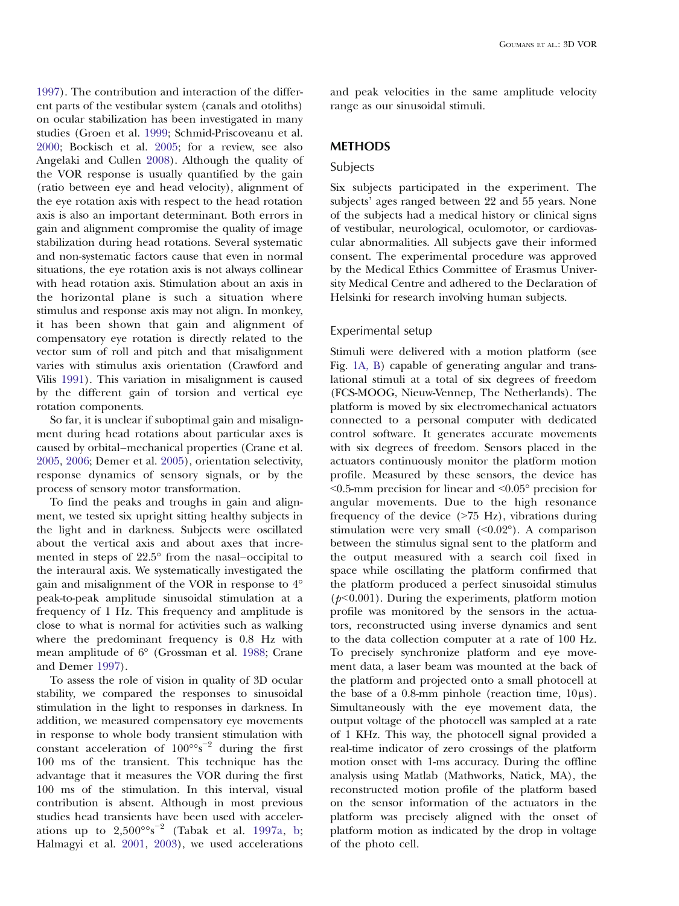1997). The contribution and interaction of the different parts of the vestibular system (canals and otoliths) on ocular stabilization has been investigated in many studies (Groen et al. 1999; Schmid-Priscoveanu et al. 2000; Bockisch et al. 2005; for a review, see also Angelaki and Cullen 2008). Although the quality of the VOR response is usually quantified by the gain (ratio between eye and head velocity), alignment of the eye rotation axis with respect to the head rotation axis is also an important determinant. Both errors in gain and alignment compromise the quality of image stabilization during head rotations. Several systematic and non-systematic factors cause that even in normal situations, the eye rotation axis is not always collinear with head rotation axis. Stimulation about an axis in the horizontal plane is such a situation where stimulus and response axis may not align. In monkey, it has been shown that gain and alignment of compensatory eye rotation is directly related to the vector sum of roll and pitch and that misalignment varies with stimulus axis orientation (Crawford and Vilis 1991). This variation in misalignment is caused by the different gain of torsion and vertical eye rotation components.

So far, it is unclear if suboptimal gain and misalignment during head rotations about particular axes is caused by orbital–mechanical properties (Crane et al. 2005, 2006; Demer et al. 2005), orientation selectivity, response dynamics of sensory signals, or by the process of sensory motor transformation.

To find the peaks and troughs in gain and alignment, we tested six upright sitting healthy subjects in the light and in darkness. Subjects were oscillated about the vertical axis and about axes that incremented in steps of 22.5° from the nasal–occipital to the interaural axis. We systematically investigated the gain and misalignment of the VOR in response to 4° peak-to-peak amplitude sinusoidal stimulation at a frequency of 1 Hz. This frequency and amplitude is close to what is normal for activities such as walking where the predominant frequency is 0.8 Hz with mean amplitude of 6° (Grossman et al. 1988; Crane and Demer 1997).

To assess the role of vision in quality of 3D ocular stability, we compared the responses to sinusoidal stimulation in the light to responses in darkness. In addition, we measured compensatory eye movements in response to whole body transient stimulation with constant acceleration of $100°°s^{-2}$ during the first 100 ms of the transient. This technique has the advantage that it measures the VOR during the first 100 ms of the stimulation. In this interval, visual contribution is absent. Although in most previous studies head transients have been used with accelerations up to $2{,}500°°s^{-2}$ (Tabak et al. 1997a, b; Halmagyi et al. 2001, 2003), we used accelerations and peak velocities in the same amplitude velocity range as our sinusoidal stimuli.

## METHODS

### Subjects

Six subjects participated in the experiment. The subjects' ages ranged between 22 and 55 years. None of the subjects had a medical history or clinical signs of vestibular, neurological, oculomotor, or cardiovascular abnormalities. All subjects gave their informed consent. The experimental procedure was approved by the Medical Ethics Committee of Erasmus University Medical Centre and adhered to the Declaration of Helsinki for research involving human subjects.

### Experimental setup

Stimuli were delivered with a motion platform (see Fig. 1A, B) capable of generating angular and translational stimuli at a total of six degrees of freedom (FCS-MOOG, Nieuw-Vennep, The Netherlands). The platform is moved by six electromechanical actuators connected to a personal computer with dedicated control software. It generates accurate movements with six degrees of freedom. Sensors placed in the actuators continuously monitor the platform motion profile. Measured by these sensors, the device has <0.5-mm precision for linear and <0.05° precision for angular movements. Due to the high resonance frequency of the device (>75 Hz), vibrations during stimulation were very small (<0.02°). A comparison between the stimulus signal sent to the platform and the output measured with a search coil fixed in space while oscillating the platform confirmed that the platform produced a perfect sinusoidal stimulus ($p<0.001$). During the experiments, platform motion profile was monitored by the sensors in the actuators, reconstructed using inverse dynamics and sent to the data collection computer at a rate of 100 Hz. To precisely synchronize platform and eye movement data, a laser beam was mounted at the back of the platform and projected onto a small photocell at the base of a 0.8-mm pinhole (reaction time, 10µs). Simultaneously with the eye movement data, the output voltage of the photocell was sampled at a rate of 1 KHz. This way, the photocell signal provided a real-time indicator of zero crossings of the platform motion onset with 1-ms accuracy. During the offline analysis using Matlab (Mathworks, Natick, MA), the reconstructed motion profile of the platform based on the sensor information of the actuators in the platform was precisely aligned with the onset of platform motion as indicated by the drop in voltage of the photo cell.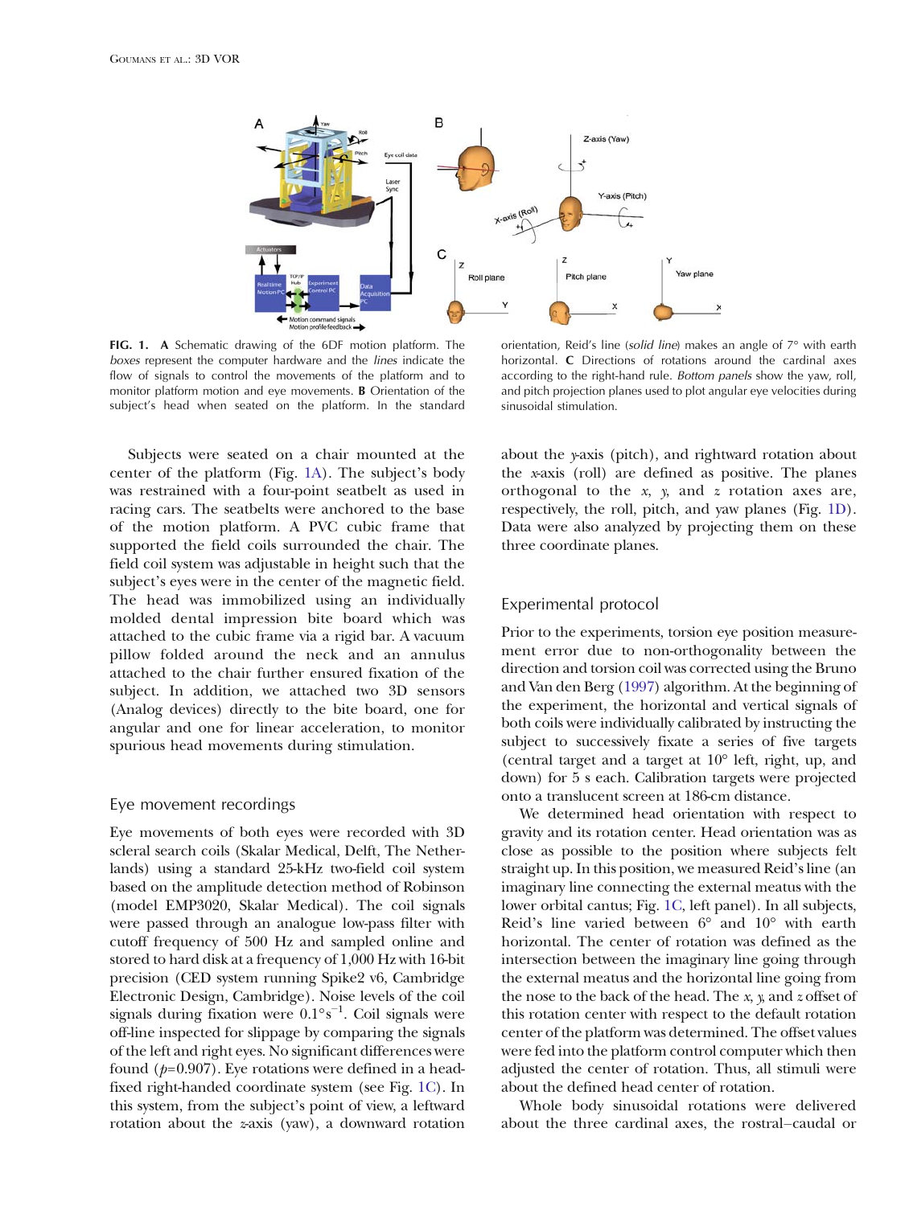**FIG. 1. A** Schematic drawing of the 6DF motion platform. The *boxes* represent the computer hardware and the *lines* indicate the flow of signals to control the movements of the platform and to monitor platform motion and eye movements. **B** Orientation of the subject's head when seated on the platform. In the standard orientation, Reid's line (*solid line*) makes an angle of 7° with earth horizontal. **C** Directions of rotations around the cardinal axes according to the right-hand rule. *Bottom panels* show the yaw, roll, and pitch projection planes used to plot angular eye velocities during sinusoidal stimulation.

Subjects were seated on a chair mounted at the center of the platform (Fig. 1A). The subject's body was restrained with a four-point seatbelt as used in racing cars. The seatbelts were anchored to the base of the motion platform. A PVC cubic frame that supported the field coils surrounded the chair. The field coil system was adjustable in height such that the subject's eyes were in the center of the magnetic field. The head was immobilized using an individually molded dental impression bite board which was attached to the cubic frame via a rigid bar. A vacuum pillow folded around the neck and an annulus attached to the chair further ensured fixation of the subject. In addition, we attached two 3D sensors (Analog devices) directly to the bite board, one for angular and one for linear acceleration, to monitor spurious head movements during stimulation.

### Eye movement recordings

Eye movements of both eyes were recorded with 3D scleral search coils (Skalar Medical, Delft, The Netherlands) using a standard 25-kHz two-field coil system based on the amplitude detection method of Robinson (model EMP3020, Skalar Medical). The coil signals were passed through an analogue low-pass filter with cutoff frequency of 500 Hz and sampled online and stored to hard disk at a frequency of 1,000 Hz with 16-bit precision (CED system running Spike2 v6, Cambridge Electronic Design, Cambridge). Noise levels of the coil signals during fixation were $0.1° s^{-1}$. Coil signals were off-line inspected for slippage by comparing the signals of the left and right eyes. No significant differences were found ($p$=0.907). Eye rotations were defined in a head-fixed right-handed coordinate system (see Fig. 1C). In this system, from the subject's point of view, a leftward rotation about the $z$-axis (yaw), a downward rotation about the $y$-axis (pitch), and rightward rotation about the $x$-axis (roll) are defined as positive. The planes orthogonal to the $x$, $y$, and $z$ rotation axes are, respectively, the roll, pitch, and yaw planes (Fig. 1D). Data were also analyzed by projecting them on these three coordinate planes.

### Experimental protocol

Prior to the experiments, torsion eye position measurement error due to non-orthogonality between the direction and torsion coil was corrected using the Bruno and Van den Berg (1997) algorithm. At the beginning of the experiment, the horizontal and vertical signals of both coils were individually calibrated by instructing the subject to successively fixate a series of five targets (central target and a target at 10° left, right, up, and down) for 5 s each. Calibration targets were projected onto a translucent screen at 186-cm distance.

We determined head orientation with respect to gravity and its rotation center. Head orientation was as close as possible to the position where subjects felt straight up. In this position, we measured Reid's line (an imaginary line connecting the external meatus with the lower orbital cantus; Fig. 1C, left panel). In all subjects, Reid's line varied between 6° and 10° with earth horizontal. The center of rotation was defined as the intersection between the imaginary line going through the external meatus and the horizontal line going from the nose to the back of the head. The $x$, $y$, and $z$ offset of this rotation center with respect to the default rotation center of the platform was determined. The offset values were fed into the platform control computer which then adjusted the center of rotation. Thus, all stimuli were about the defined head center of rotation.

Whole body sinusoidal rotations were delivered about the three cardinal axes, the rostral–caudal or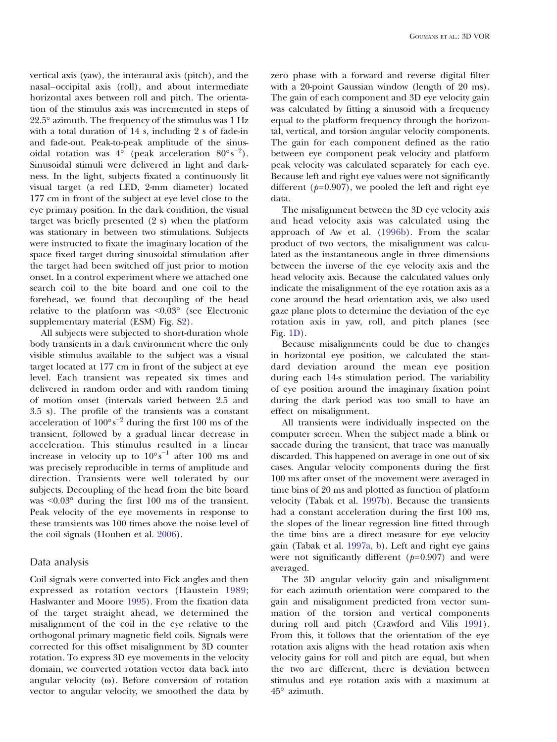vertical axis (yaw), the interaural axis (pitch), and the nasal–occipital axis (roll), and about intermediate horizontal axes between roll and pitch. The orientation of the stimulus axis was incremented in steps of 22.5° azimuth. The frequency of the stimulus was 1 Hz with a total duration of 14 s, including 2 s of fade-in and fade-out. Peak-to-peak amplitude of the sinusoidal rotation was 4° (peak acceleration $80°s^{-2}$). Sinusoidal stimuli were delivered in light and darkness. In the light, subjects fixated a continuously lit visual target (a red LED, 2-mm diameter) located 177 cm in front of the subject at eye level close to the eye primary position. In the dark condition, the visual target was briefly presented (2 s) when the platform was stationary in between two stimulations. Subjects were instructed to fixate the imaginary location of the space fixed target during sinusoidal stimulation after the target had been switched off just prior to motion onset. In a control experiment where we attached one search coil to the bite board and one coil to the forehead, we found that decoupling of the head relative to the platform was <0.03° (see Electronic supplementary material (ESM) Fig. S2).

All subjects were subjected to short-duration whole body transients in a dark environment where the only visible stimulus available to the subject was a visual target located at 177 cm in front of the subject at eye level. Each transient was repeated six times and delivered in random order and with random timing of motion onset (intervals varied between 2.5 and 3.5 s). The profile of the transients was a constant acceleration of $100°s^{-2}$ during the first 100 ms of the transient, followed by a gradual linear decrease in acceleration. This stimulus resulted in a linear increase in velocity up to $10°s^{-1}$ after 100 ms and was precisely reproducible in terms of amplitude and direction. Transients were well tolerated by our subjects. Decoupling of the head from the bite board was <0.03° during the first 100 ms of the transient. Peak velocity of the eye movements in response to these transients was 100 times above the noise level of the coil signals (Houben et al. 2006).

## Data analysis

Coil signals were converted into Fick angles and then expressed as rotation vectors (Haustein 1989; Haslwanter and Moore 1995). From the fixation data of the target straight ahead, we determined the misalignment of the coil in the eye relative to the orthogonal primary magnetic field coils. Signals were corrected for this offset misalignment by 3D counter rotation. To express 3D eye movements in the velocity domain, we converted rotation vector data back into angular velocity ($\omega$). Before conversion of rotation vector to angular velocity, we smoothed the data by zero phase with a forward and reverse digital filter with a 20-point Gaussian window (length of 20 ms). The gain of each component and 3D eye velocity gain was calculated by fitting a sinusoid with a frequency equal to the platform frequency through the horizontal, vertical, and torsion angular velocity components. The gain for each component defined as the ratio between eye component peak velocity and platform peak velocity was calculated separately for each eye. Because left and right eye values were not significantly different ($p$=0.907), we pooled the left and right eye data.

The misalignment between the 3D eye velocity axis and head velocity axis was calculated using the approach of Aw et al. (1996b). From the scalar product of two vectors, the misalignment was calculated as the instantaneous angle in three dimensions between the inverse of the eye velocity axis and the head velocity axis. Because the calculated values only indicate the misalignment of the eye rotation axis as a cone around the head orientation axis, we also used gaze plane plots to determine the deviation of the eye rotation axis in yaw, roll, and pitch planes (see Fig. 1D).

Because misalignments could be due to changes in horizontal eye position, we calculated the standard deviation around the mean eye position during each 14-s stimulation period. The variability of eye position around the imaginary fixation point during the dark period was too small to have an effect on misalignment.

All transients were individually inspected on the computer screen. When the subject made a blink or saccade during the transient, that trace was manually discarded. This happened on average in one out of six cases. Angular velocity components during the first 100 ms after onset of the movement were averaged in time bins of 20 ms and plotted as function of platform velocity (Tabak et al. 1997b). Because the transients had a constant acceleration during the first 100 ms, the slopes of the linear regression line fitted through the time bins are a direct measure for eye velocity gain (Tabak et al. 1997a, b). Left and right eye gains were not significantly different ($p$=0.907) and were averaged.

The 3D angular velocity gain and misalignment for each azimuth orientation were compared to the gain and misalignment predicted from vector summation of the torsion and vertical components during roll and pitch (Crawford and Vilis 1991). From this, it follows that the orientation of the eye rotation axis aligns with the head rotation axis when velocity gains for roll and pitch are equal, but when the two are different, there is deviation between stimulus and eye rotation axis with a maximum at 45° azimuth.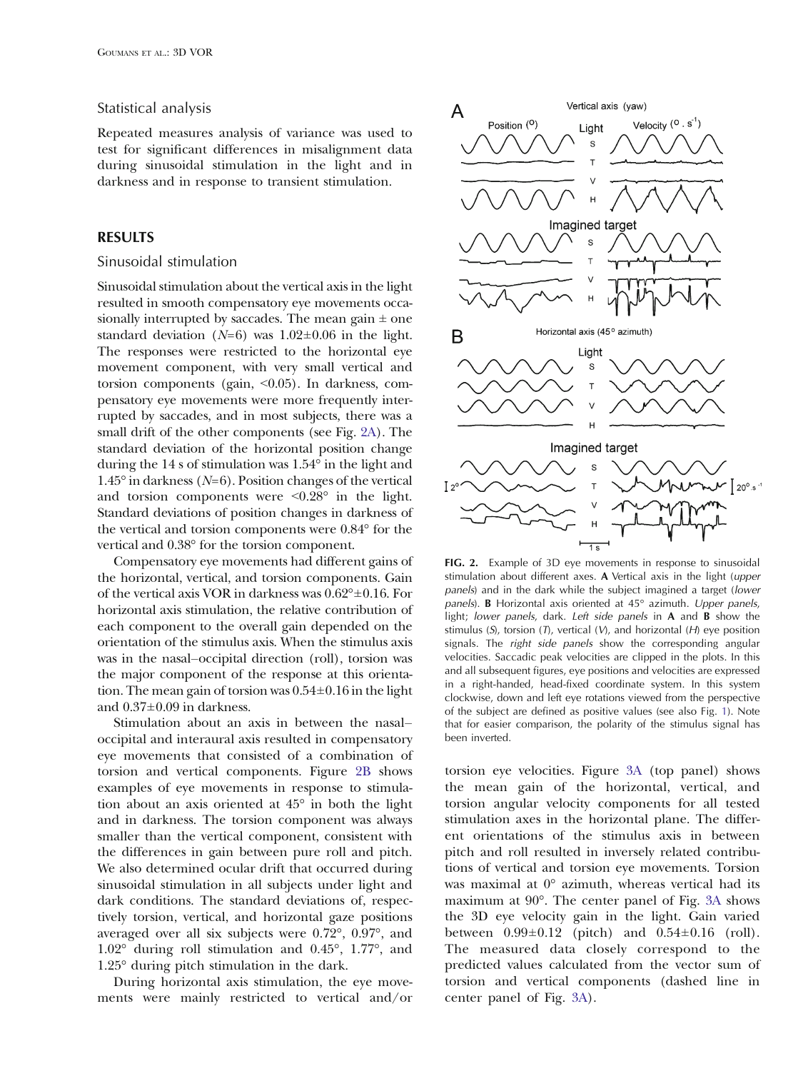## Statistical analysis

Repeated measures analysis of variance was used to test for significant differences in misalignment data during sinusoidal stimulation in the light and in darkness and in response to transient stimulation.

## RESULTS

### Sinusoidal stimulation

Sinusoidal stimulation about the vertical axis in the light resulted in smooth compensatory eye movements occasionally interrupted by saccades. The mean gain ± one standard deviation ($N$=6) was 1.02±0.06 in the light. The responses were restricted to the horizontal eye movement component, with very small vertical and torsion components (gain, <0.05). In darkness, compensatory eye movements were more frequently interrupted by saccades, and in most subjects, there was a small drift of the other components (see Fig. 2A). The standard deviation of the horizontal position change during the 14 s of stimulation was 1.54° in the light and 1.45° in darkness ($N$=6). Position changes of the vertical and torsion components were <0.28° in the light. Standard deviations of position changes in darkness of the vertical and torsion components were 0.84° for the vertical and 0.38° for the torsion component.

Compensatory eye movements had different gains of the horizontal, vertical, and torsion components. Gain of the vertical axis VOR in darkness was 0.62°±0.16. For horizontal axis stimulation, the relative contribution of each component to the overall gain depended on the orientation of the stimulus axis. When the stimulus axis was in the nasal–occipital direction (roll), torsion was the major component of the response at this orientation. The mean gain of torsion was 0.54±0.16 in the light and 0.37±0.09 in darkness.

Stimulation about an axis in between the nasal–occipital and interaural axis resulted in compensatory eye movements that consisted of a combination of torsion and vertical components. Figure 2B shows examples of eye movements in response to stimulation about an axis oriented at 45° in both the light and in darkness. The torsion component was always smaller than the vertical component, consistent with the differences in gain between pure roll and pitch. We also determined ocular drift that occurred during sinusoidal stimulation in all subjects under light and dark conditions. The standard deviations of, respectively torsion, vertical, and horizontal gaze positions averaged over all six subjects were 0.72°, 0.97°, and 1.02° during roll stimulation and 0.45°, 1.77°, and 1.25° during pitch stimulation in the dark.

During horizontal axis stimulation, the eye movements were mainly restricted to vertical and/or torsion eye velocities. Figure 3A (top panel) shows the mean gain of the horizontal, vertical, and torsion angular velocity components for all tested stimulation axes in the horizontal plane. The different orientations of the stimulus axis in between pitch and roll resulted in inversely related contributions of vertical and torsion eye movements. Torsion was maximal at 0° azimuth, whereas vertical had its maximum at 90°. The center panel of Fig. 3A shows the 3D eye velocity gain in the light. Gain varied between 0.99±0.12 (pitch) and 0.54±0.16 (roll). The measured data closely correspond to the predicted values calculated from the vector sum of torsion and vertical components (dashed line in center panel of Fig. 3A).

**FIG. 2.** Example of 3D eye movements in response to sinusoidal stimulation about different axes. **A** Vertical axis in the light (*upper panels*) and in the dark while the subject imagined a target (*lower panels*). **B** Horizontal axis oriented at 45° azimuth. *Upper panels*, light; *lower panels*, dark. *Left side panels* in **A** and **B** show the stimulus (*S*), torsion (*T*), vertical (*V*), and horizontal (*H*) eye position signals. The *right side panels* show the corresponding angular velocities. Saccadic peak velocities are clipped in the plots. In this and all subsequent figures, eye positions and velocities are expressed in a right-handed, head-fixed coordinate system. In this system clockwise, down and left eye rotations viewed from the perspective of the subject are defined as positive values (see also Fig. 1). Note that for easier comparison, the polarity of the stimulus signal has been inverted.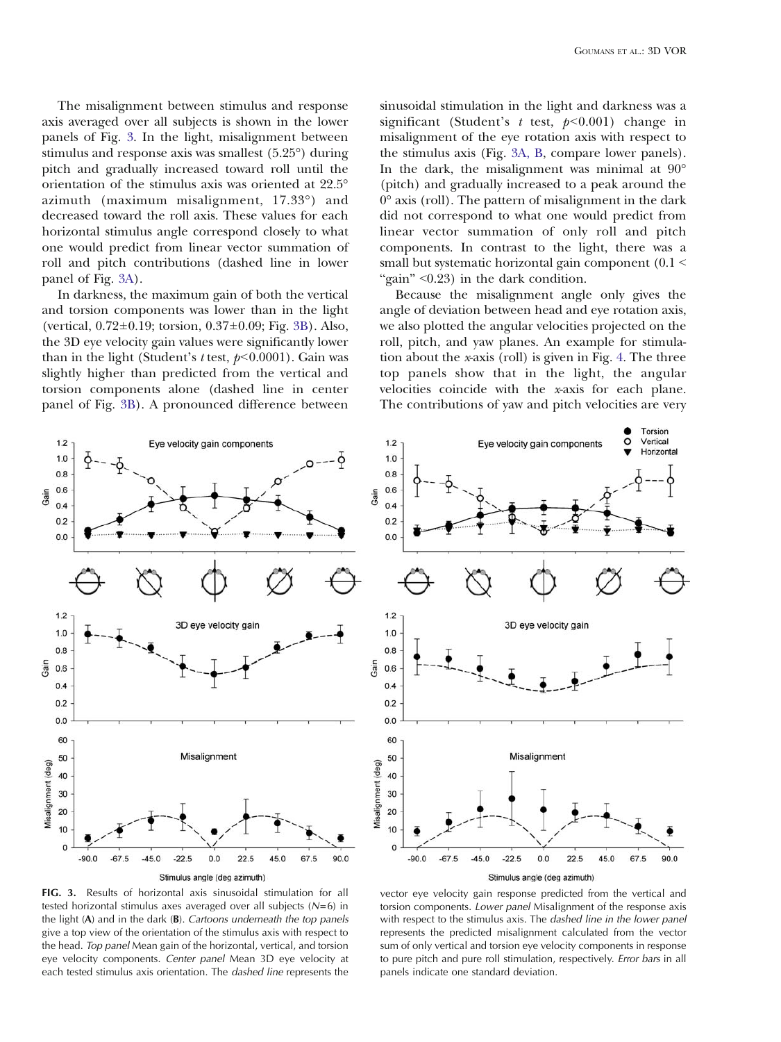The misalignment between stimulus and response axis averaged over all subjects is shown in the lower panels of Fig. 3. In the light, misalignment between stimulus and response axis was smallest (5.25°) during pitch and gradually increased toward roll until the orientation of the stimulus axis was oriented at 22.5° azimuth (maximum misalignment, 17.33°) and decreased toward the roll axis. These values for each horizontal stimulus angle correspond closely to what one would predict from linear vector summation of roll and pitch contributions (dashed line in lower panel of Fig. 3A).

In darkness, the maximum gain of both the vertical and torsion components was lower than in the light (vertical, 0.72±0.19; torsion, 0.37±0.09; Fig. 3B). Also, the 3D eye velocity gain values were significantly lower than in the light (Student's *t* test, $p<0.0001$). Gain was slightly higher than predicted from the vertical and torsion components alone (dashed line in center panel of Fig. 3B). A pronounced difference between sinusoidal stimulation in the light and darkness was a significant (Student's *t* test, $p<0.001$) change in misalignment of the eye rotation axis with respect to the stimulus axis (Fig. 3A, B, compare lower panels). In the dark, the misalignment was minimal at 90° (pitch) and gradually increased to a peak around the 0° axis (roll). The pattern of misalignment in the dark did not correspond to what one would predict from linear vector summation of only roll and pitch components. In contrast to the light, there was a small but systematic horizontal gain component ($0.1 <$ "gain" $<0.23$) in the dark condition.

Because the misalignment angle only gives the angle of deviation between head and eye rotation axis, we also plotted the angular velocities projected on the roll, pitch, and yaw planes. An example for stimulation about the *x*-axis (roll) is given in Fig. 4. The three top panels show that in the light, the angular velocities coincide with the *x*-axis for each plane. The contributions of yaw and pitch velocities are very

**FIG. 3.** Results of horizontal axis sinusoidal stimulation for all tested horizontal stimulus axes averaged over all subjects ($N=6$) in the light (**A**) and in the dark (**B**). *Cartoons underneath the top panels* give a top view of the orientation of the stimulus axis with respect to the head. *Top panel* Mean gain of the horizontal, vertical, and torsion eye velocity components. *Center panel* Mean 3D eye velocity at each tested stimulus axis orientation. The *dashed line* represents the vector eye velocity gain response predicted from the vertical and torsion components. *Lower panel* Misalignment of the response axis with respect to the stimulus axis. The *dashed line in the lower panel* represents the predicted misalignment calculated from the vector sum of only vertical and torsion eye velocity components in response to pure pitch and pure roll stimulation, respectively. *Error bars* in all panels indicate one standard deviation.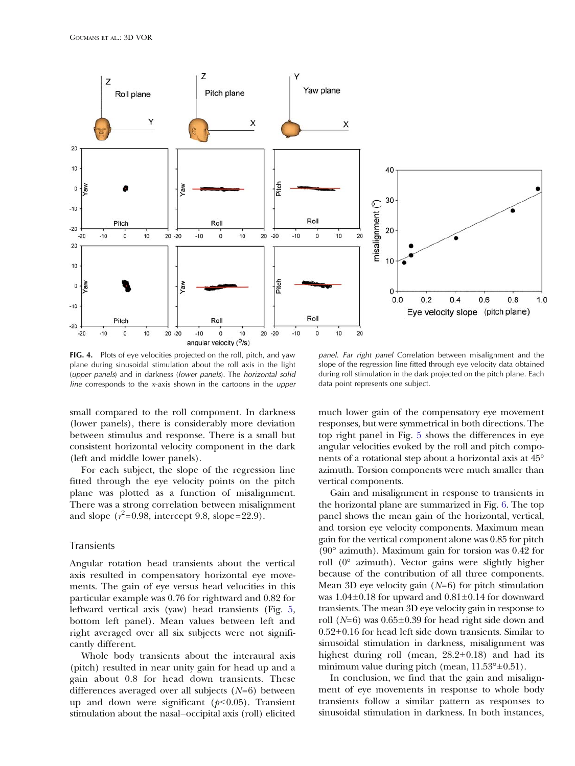FIG. 4. Plots of eye velocities projected on the roll, pitch, and yaw plane during sinusoidal stimulation about the roll axis in the light (*upper panels*) and in darkness (*lower panels*). The *horizontal solid line* corresponds to the x-axis shown in the cartoons in the *upper panel*. *Far right panel* Correlation between misalignment and the slope of the regression line fitted through eye velocity data obtained during roll stimulation in the dark projected on the pitch plane. Each data point represents one subject.

small compared to the roll component. In darkness (lower panels), there is considerably more deviation between stimulus and response. There is a small but consistent horizontal velocity component in the dark (left and middle lower panels).

For each subject, the slope of the regression line fitted through the eye velocity points on the pitch plane was plotted as a function of misalignment. There was a strong correlation between misalignment and slope ($r^2$=0.98, intercept 9.8, slope=22.9).

### Transients

Angular rotation head transients about the vertical axis resulted in compensatory horizontal eye movements. The gain of eye versus head velocities in this particular example was 0.76 for rightward and 0.82 for leftward vertical axis (yaw) head transients (Fig. 5, bottom left panel). Mean values between left and right averaged over all six subjects were not significantly different.

Whole body transients about the interaural axis (pitch) resulted in near unity gain for head up and a gain about 0.8 for head down transients. These differences averaged over all subjects ($N$=6) between up and down were significant ($p$<0.05). Transient stimulation about the nasal–occipital axis (roll) elicited much lower gain of the compensatory eye movement responses, but were symmetrical in both directions. The top right panel in Fig. 5 shows the differences in eye angular velocities evoked by the roll and pitch components of a rotational step about a horizontal axis at 45° azimuth. Torsion components were much smaller than vertical components.

Gain and misalignment in response to transients in the horizontal plane are summarized in Fig. 6. The top panel shows the mean gain of the horizontal, vertical, and torsion eye velocity components. Maximum mean gain for the vertical component alone was 0.85 for pitch (90° azimuth). Maximum gain for torsion was 0.42 for roll (0° azimuth). Vector gains were slightly higher because of the contribution of all three components. Mean 3D eye velocity gain ($N$=6) for pitch stimulation was 1.04±0.18 for upward and 0.81±0.14 for downward transients. The mean 3D eye velocity gain in response to roll ($N$=6) was 0.65±0.39 for head right side down and 0.52±0.16 for head left side down transients. Similar to sinusoidal stimulation in darkness, misalignment was highest during roll (mean, 28.2±0.18) and had its minimum value during pitch (mean, 11.53°±0.51).

In conclusion, we find that the gain and misalignment of eye movements in response to whole body transients follow a similar pattern as responses to sinusoidal stimulation in darkness. In both instances,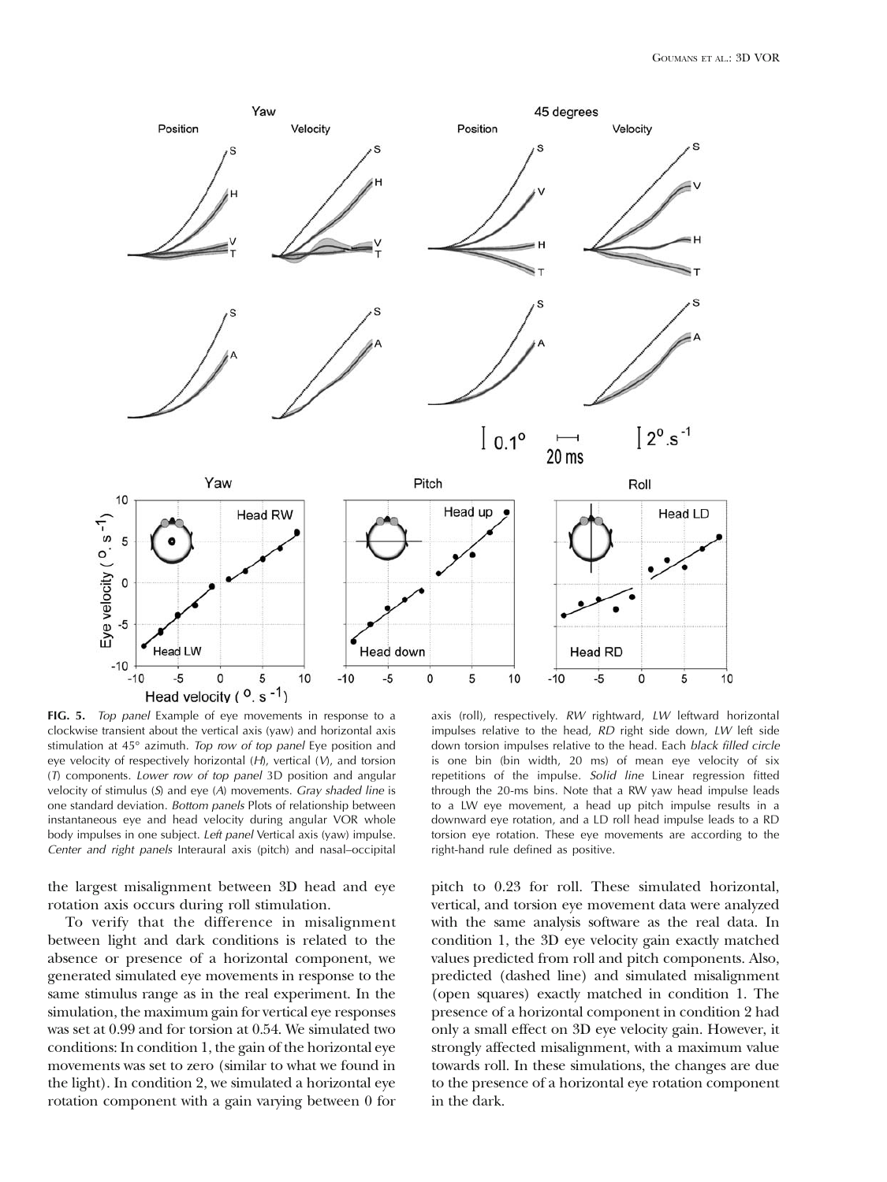**FIG. 5.** *Top panel* Example of eye movements in response to a clockwise transient about the vertical axis (yaw) and horizontal axis stimulation at 45° azimuth. *Top row of top panel* Eye position and eye velocity of respectively horizontal (*H*), vertical (*V*), and torsion (*T*) components. *Lower row of top panel* 3D position and angular velocity of stimulus (*S*) and eye (*A*) movements. *Gray shaded line* is one standard deviation. *Bottom panels* Plots of relationship between instantaneous eye and head velocity during angular VOR whole body impulses in one subject. *Left panel* Vertical axis (yaw) impulse. *Center and right panels* Interaural axis (pitch) and nasal–occipital axis (roll), respectively. *RW* rightward, *LW* leftward horizontal impulses relative to the head, *RD* right side down, *LW* left side down torsion impulses relative to the head. Each *black filled circle* is one bin (bin width, 20 ms) of mean eye velocity of six repetitions of the impulse. *Solid line* Linear regression fitted through the 20-ms bins. Note that a RW yaw head impulse leads to a LW eye movement, a head up pitch impulse results in a downward eye rotation, and a LD roll head impulse leads to a RD torsion eye rotation. These eye movements are according to the right-hand rule defined as positive.

the largest misalignment between 3D head and eye rotation axis occurs during roll stimulation.

To verify that the difference in misalignment between light and dark conditions is related to the absence or presence of a horizontal component, we generated simulated eye movements in response to the same stimulus range as in the real experiment. In the simulation, the maximum gain for vertical eye responses was set at 0.99 and for torsion at 0.54. We simulated two conditions: In condition 1, the gain of the horizontal eye movements was set to zero (similar to what we found in the light). In condition 2, we simulated a horizontal eye rotation component with a gain varying between 0 for pitch to 0.23 for roll. These simulated horizontal, vertical, and torsion eye movement data were analyzed with the same analysis software as the real data. In condition 1, the 3D eye velocity gain exactly matched values predicted from roll and pitch components. Also, predicted (dashed line) and simulated misalignment (open squares) exactly matched in condition 1. The presence of a horizontal component in condition 2 had only a small effect on 3D eye velocity gain. However, it strongly affected misalignment, with a maximum value towards roll. In these simulations, the changes are due to the presence of a horizontal eye rotation component in the dark.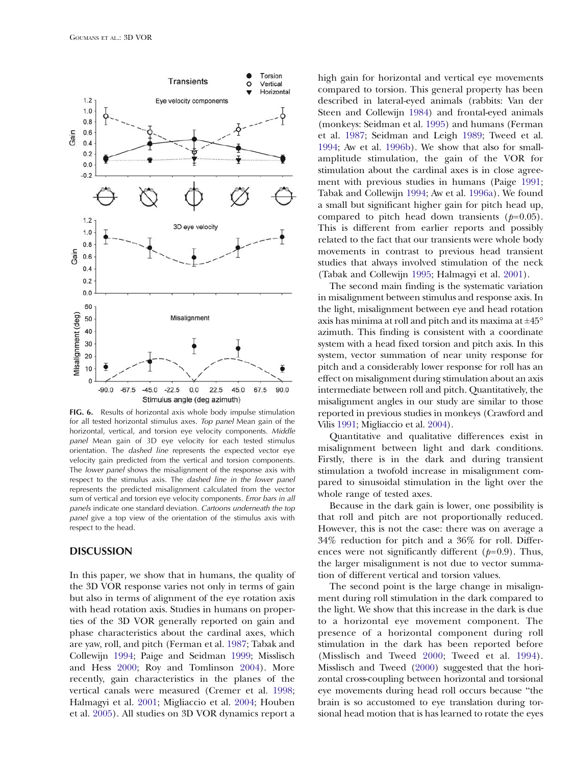FIG. 6. Results of horizontal axis whole body impulse stimulation for all tested horizontal stimulus axes. *Top panel* Mean gain of the horizontal, vertical, and torsion eye velocity components. *Middle panel* Mean gain of 3D eye velocity for each tested stimulus orientation. The *dashed line* represents the expected vector eye velocity gain predicted from the vertical and torsion components. The *lower panel* shows the misalignment of the response axis with respect to the stimulus axis. The *dashed line in the lower panel* represents the predicted misalignment calculated from the vector sum of vertical and torsion eye velocity components. *Error bars in all panels* indicate one standard deviation. *Cartoons underneath the top panel* give a top view of the orientation of the stimulus axis with respect to the head.

## DISCUSSION

In this paper, we show that in humans, the quality of the 3D VOR response varies not only in terms of gain but also in terms of alignment of the eye rotation axis with head rotation axis. Studies in humans on properties of the 3D VOR generally reported on gain and phase characteristics about the cardinal axes, which are yaw, roll, and pitch (Ferman et al. 1987; Tabak and Collewijn 1994; Paige and Seidman 1999; Misslisch and Hess 2000; Roy and Tomlinson 2004). More recently, gain characteristics in the planes of the vertical canals were measured (Cremer et al. 1998; Halmagyi et al. 2001; Migliaccio et al. 2004; Houben et al. 2005). All studies on 3D VOR dynamics report a high gain for horizontal and vertical eye movements compared to torsion. This general property has been described in lateral-eyed animals (rabbits: Van der Steen and Collewijn 1984) and frontal-eyed animals (monkeys: Seidman et al. 1995) and humans (Ferman et al. 1987; Seidman and Leigh 1989; Tweed et al. 1994; Aw et al. 1996b). We show that also for small-amplitude stimulation, the gain of the VOR for stimulation about the cardinal axes is in close agreement with previous studies in humans (Paige 1991; Tabak and Collewijn 1994; Aw et al. 1996a). We found a small but significant higher gain for pitch head up, compared to pitch head down transients ($p$=0.05). This is different from earlier reports and possibly related to the fact that our transients were whole body movements in contrast to previous head transient studies that always involved stimulation of the neck (Tabak and Collewijn 1995; Halmagyi et al. 2001).

The second main finding is the systematic variation in misalignment between stimulus and response axis. In the light, misalignment between eye and head rotation axis has minima at roll and pitch and its maxima at ±45° azimuth. This finding is consistent with a coordinate system with a head fixed torsion and pitch axis. In this system, vector summation of near unity response for pitch and a considerably lower response for roll has an effect on misalignment during stimulation about an axis intermediate between roll and pitch. Quantitatively, the misalignment angles in our study are similar to those reported in previous studies in monkeys (Crawford and Vilis 1991; Migliaccio et al. 2004).

Quantitative and qualitative differences exist in misalignment between light and dark conditions. Firstly, there is in the dark and during transient stimulation a twofold increase in misalignment compared to sinusoidal stimulation in the light over the whole range of tested axes.

Because in the dark gain is lower, one possibility is that roll and pitch are not proportionally reduced. However, this is not the case: there was on average a 34% reduction for pitch and a 36% for roll. Differences were not significantly different ($p$=0.9). Thus, the larger misalignment is not due to vector summation of different vertical and torsion values.

The second point is the large change in misalignment during roll stimulation in the dark compared to the light. We show that this increase in the dark is due to a horizontal eye movement component. The presence of a horizontal component during roll stimulation in the dark has been reported before (Misslisch and Tweed 2000; Tweed et al. 1994). Misslisch and Tweed (2000) suggested that the horizontal cross-coupling between horizontal and torsional eye movements during head roll occurs because "the brain is so accustomed to eye translation during torsional head motion that is has learned to rotate the eyes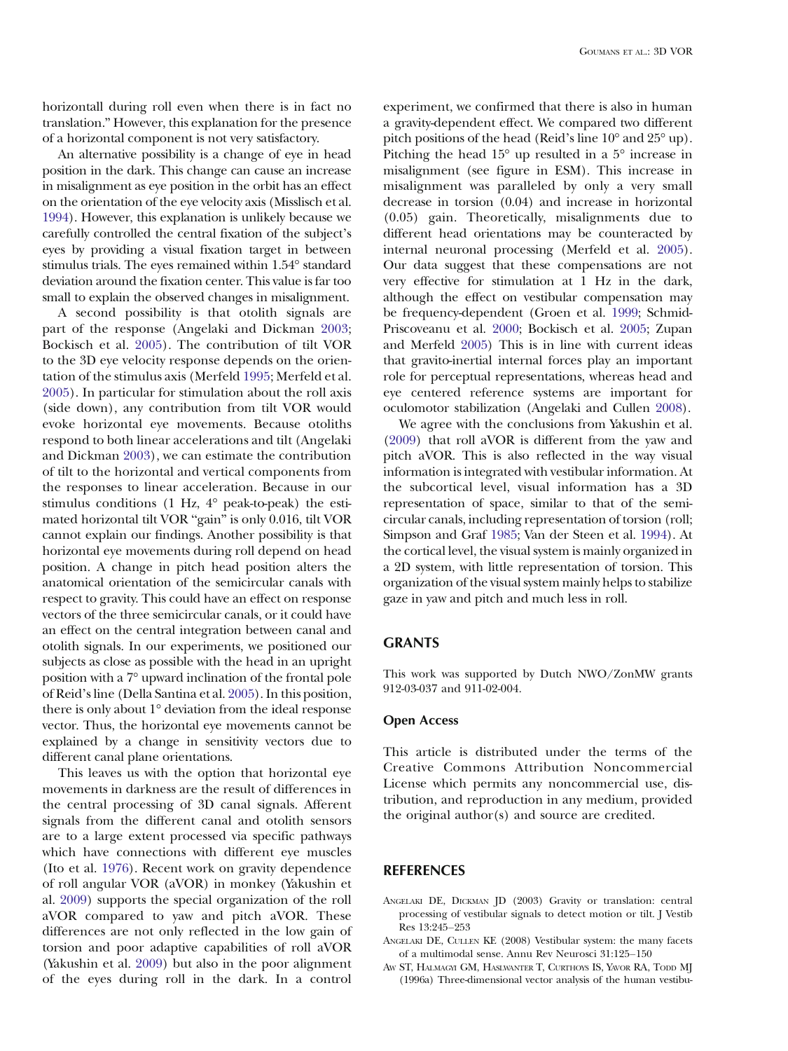horizontall during roll even when there is in fact no translation." However, this explanation for the presence of a horizontal component is not very satisfactory.

An alternative possibility is a change of eye in head position in the dark. This change can cause an increase in misalignment as eye position in the orbit has an effect on the orientation of the eye velocity axis (Misslisch et al. 1994). However, this explanation is unlikely because we carefully controlled the central fixation of the subject's eyes by providing a visual fixation target in between stimulus trials. The eyes remained within 1.54° standard deviation around the fixation center. This value is far too small to explain the observed changes in misalignment.

A second possibility is that otolith signals are part of the response (Angelaki and Dickman 2003; Bockisch et al. 2005). The contribution of tilt VOR to the 3D eye velocity response depends on the orientation of the stimulus axis (Merfeld 1995; Merfeld et al. 2005). In particular for stimulation about the roll axis (side down), any contribution from tilt VOR would evoke horizontal eye movements. Because otoliths respond to both linear accelerations and tilt (Angelaki and Dickman 2003), we can estimate the contribution of tilt to the horizontal and vertical components from the responses to linear acceleration. Because in our stimulus conditions (1 Hz, 4° peak-to-peak) the estimated horizontal tilt VOR "gain" is only 0.016, tilt VOR cannot explain our findings. Another possibility is that horizontal eye movements during roll depend on head position. A change in pitch head position alters the anatomical orientation of the semicircular canals with respect to gravity. This could have an effect on response vectors of the three semicircular canals, or it could have an effect on the central integration between canal and otolith signals. In our experiments, we positioned our subjects as close as possible with the head in an upright position with a 7° upward inclination of the frontal pole of Reid's line (Della Santina et al. 2005). In this position, there is only about 1° deviation from the ideal response vector. Thus, the horizontal eye movements cannot be explained by a change in sensitivity vectors due to different canal plane orientations.

This leaves us with the option that horizontal eye movements in darkness are the result of differences in the central processing of 3D canal signals. Afferent signals from the different canal and otolith sensors are to a large extent processed via specific pathways which have connections with different eye muscles (Ito et al. 1976). Recent work on gravity dependence of roll angular VOR (aVOR) in monkey (Yakushin et al. 2009) supports the special organization of the roll aVOR compared to yaw and pitch aVOR. These differences are not only reflected in the low gain of torsion and poor adaptive capabilities of roll aVOR (Yakushin et al. 2009) but also in the poor alignment of the eyes during roll in the dark. In a control experiment, we confirmed that there is also in human a gravity-dependent effect. We compared two different pitch positions of the head (Reid's line 10° and 25° up). Pitching the head 15° up resulted in a 5° increase in misalignment (see figure in ESM). This increase in misalignment was paralleled by only a very small decrease in torsion (0.04) and increase in horizontal (0.05) gain. Theoretically, misalignments due to different head orientations may be counteracted by internal neuronal processing (Merfeld et al. 2005). Our data suggest that these compensations are not very effective for stimulation at 1 Hz in the dark, although the effect on vestibular compensation may be frequency-dependent (Groen et al. 1999; Schmid-Priscoveanu et al. 2000; Bockisch et al. 2005; Zupan and Merfeld 2005) This is in line with current ideas that gravito-inertial internal forces play an important role for perceptual representations, whereas head and eye centered reference systems are important for oculomotor stabilization (Angelaki and Cullen 2008).

We agree with the conclusions from Yakushin et al. (2009) that roll aVOR is different from the yaw and pitch aVOR. This is also reflected in the way visual information is integrated with vestibular information. At the subcortical level, visual information has a 3D representation of space, similar to that of the semicircular canals, including representation of torsion (roll; Simpson and Graf 1985; Van der Steen et al. 1994). At the cortical level, the visual system is mainly organized in a 2D system, with little representation of torsion. This organization of the visual system mainly helps to stabilize gaze in yaw and pitch and much less in roll.

## GRANTS

This work was supported by Dutch NWO/ZonMW grants 912-03-037 and 911-02-004.

### Open Access

This article is distributed under the terms of the Creative Commons Attribution Noncommercial License which permits any noncommercial use, distribution, and reproduction in any medium, provided the original author(s) and source are credited.

## REFERENCES

Angelaki DE, Dickman JD (2003) Gravity or translation: central processing of vestibular signals to detect motion or tilt. J Vestib Res 13:245–253

Angelaki DE, Cullen KE (2008) Vestibular system: the many facets of a multimodal sense. Annu Rev Neurosci 31:125–150

Aw ST, Halmagyi GM, Haslwanter T, Curthoys IS, Yavor RA, Todd MJ (1996a) Three-dimensional vector analysis of the human vestibu-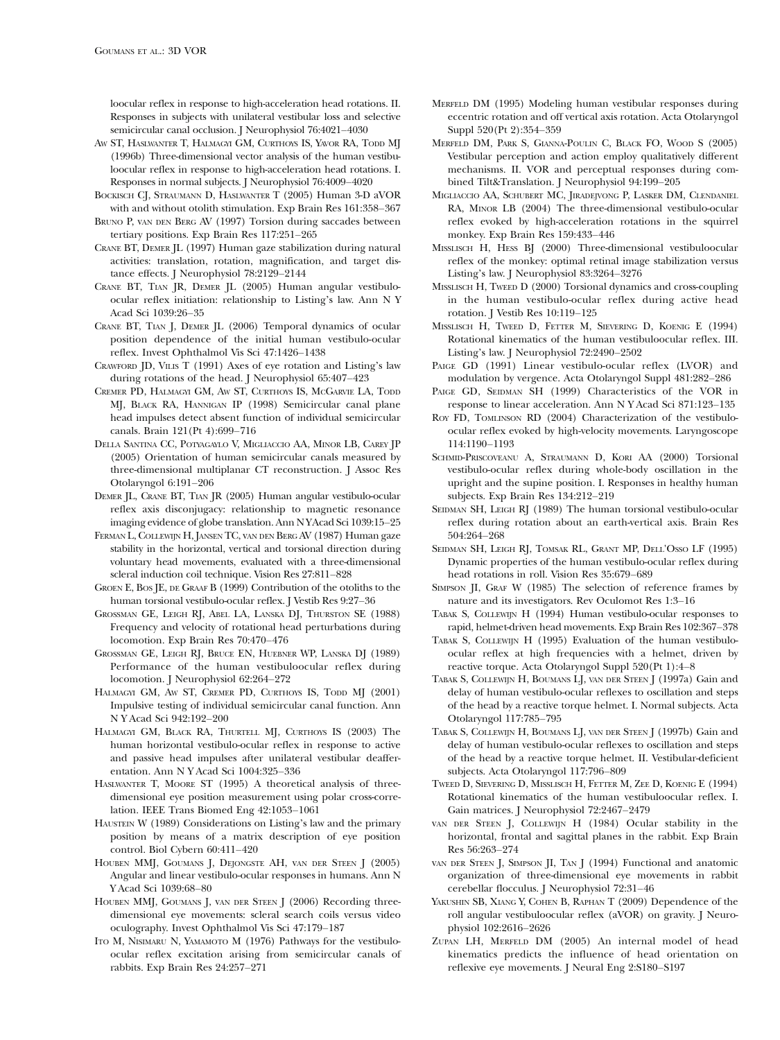loocular reflex in response to high-acceleration head rotations. II. Responses in subjects with unilateral vestibular loss and selective semicircular canal occlusion. J Neurophysiol 76:4021–4030

Aw ST, Haslwanter T, Halmagyi GM, Curthoys IS, Yavor RA, Todd MJ (1996b) Three-dimensional vector analysis of the human vestibuloocular reflex in response to high-acceleration head rotations. I. Responses in normal subjects. J Neurophysiol 76:4009–4020

Bockisch CJ, Straumann D, Haslwanter T (2005) Human 3-D aVOR with and without otolith stimulation. Exp Brain Res 161:358–367

Bruno P, van den Berg AV (1997) Torsion during saccades between tertiary positions. Exp Brain Res 117:251–265

Crane BT, Demer JL (1997) Human gaze stabilization during natural activities: translation, rotation, magnification, and target distance effects. J Neurophysiol 78:2129–2144

Crane BT, Tian JR, Demer JL (2005) Human angular vestibulo-ocular reflex initiation: relationship to Listing's law. Ann N Y Acad Sci 1039:26–35

Crane BT, Tian J, Demer JL (2006) Temporal dynamics of ocular position dependence of the initial human vestibulo-ocular reflex. Invest Ophthalmol Vis Sci 47:1426–1438

Crawford JD, Vilis T (1991) Axes of eye rotation and Listing's law during rotations of the head. J Neurophysiol 65:407–423

Cremer PD, Halmagyi GM, Aw ST, Curthoys IS, McGarvie LA, Todd MJ, Black RA, Hannigan IP (1998) Semicircular canal plane head impulses detect absent function of individual semicircular canals. Brain 121(Pt 4):699–716

Della Santina CC, Potyagaylo V, Migliaccio AA, Minor LB, Carey JP (2005) Orientation of human semicircular canals measured by three-dimensional multiplanar CT reconstruction. J Assoc Res Otolaryngol 6:191–206

Demer JL, Crane BT, Tian JR (2005) Human angular vestibulo-ocular reflex axis disconjugacy: relationship to magnetic resonance imaging evidence of globe translation. Ann N Y Acad Sci 1039:15–25

Ferman L, Collewijn H, Jansen TC, van den Berg AV (1987) Human gaze stability in the horizontal, vertical and torsional direction during voluntary head movements, evaluated with a three-dimensional scleral induction coil technique. Vision Res 27:811–828

Groen E, Bos JE, de Graaf B (1999) Contribution of the otoliths to the human torsional vestibulo-ocular reflex. J Vestib Res 9:27–36

Grossman GE, Leigh RJ, Abel LA, Lanska DJ, Thurston SE (1988) Frequency and velocity of rotational head perturbations during locomotion. Exp Brain Res 70:470–476

Grossman GE, Leigh RJ, Bruce EN, Huebner WP, Lanska DJ (1989) Performance of the human vestibuloocular reflex during locomotion. J Neurophysiol 62:264–272

Halmagyi GM, Aw ST, Cremer PD, Curthoys IS, Todd MJ (2001) Impulsive testing of individual semicircular canal function. Ann N Y Acad Sci 942:192–200

Halmagyi GM, Black RA, Thurtell MJ, Curthoys IS (2003) The human horizontal vestibulo-ocular reflex in response to active and passive head impulses after unilateral vestibular deafferentation. Ann N Y Acad Sci 1004:325–336

Haslwanter T, Moore ST (1995) A theoretical analysis of three-dimensional eye position measurement using polar cross-correlation. IEEE Trans Biomed Eng 42:1053–1061

Haustein W (1989) Considerations on Listing's law and the primary position by means of a matrix description of eye position control. Biol Cybern 60:411–420

Houben MMJ, Goumans J, Dejongste AH, van der Steen J (2005) Angular and linear vestibulo-ocular responses in humans. Ann N Y Acad Sci 1039:68–80

Houben MMJ, Goumans J, van der Steen J (2006) Recording three-dimensional eye movements: scleral search coils versus video oculography. Invest Ophthalmol Vis Sci 47:179–187

Ito M, Nisimaru N, Yamamoto M (1976) Pathways for the vestibulo-ocular reflex excitation arising from semicircular canals of rabbits. Exp Brain Res 24:257–271

Merfeld DM (1995) Modeling human vestibular responses during eccentric rotation and off vertical axis rotation. Acta Otolaryngol Suppl 520(Pt 2):354–359

Merfeld DM, Park S, Gianna-Poulin C, Black FO, Wood S (2005) Vestibular perception and action employ qualitatively different mechanisms. II. VOR and perceptual responses during combined Tilt&Translation. J Neurophysiol 94:199–205

Migliaccio AA, Schubert MC, Jiradejvong P, Lasker DM, Clendaniel RA, Minor LB (2004) The three-dimensional vestibulo-ocular reflex evoked by high-acceleration rotations in the squirrel monkey. Exp Brain Res 159:433–446

Misslisch H, Hess BJ (2000) Three-dimensional vestibuloocular reflex of the monkey: optimal retinal image stabilization versus Listing's law. J Neurophysiol 83:3264–3276

Misslisch H, Tweed D (2000) Torsional dynamics and cross-coupling in the human vestibulo-ocular reflex during active head rotation. J Vestib Res 10:119–125

Misslisch H, Tweed D, Fetter M, Sievering D, Koenig E (1994) Rotational kinematics of the human vestibuloocular reflex. III. Listing's law. J Neurophysiol 72:2490–2502

Paige GD (1991) Linear vestibulo-ocular reflex (LVOR) and modulation by vergence. Acta Otolaryngol Suppl 481:282–286

Paige GD, Seidman SH (1999) Characteristics of the VOR in response to linear acceleration. Ann N Y Acad Sci 871:123–135

Roy FD, Tomlinson RD (2004) Characterization of the vestibulo-ocular reflex evoked by high-velocity movements. Laryngoscope 114:1190–1193

Schmid-Priscoveanu A, Straumann D, Kori AA (2000) Torsional vestibulo-ocular reflex during whole-body oscillation in the upright and the supine position. I. Responses in healthy human subjects. Exp Brain Res 134:212–219

Seidman SH, Leigh RJ (1989) The human torsional vestibulo-ocular reflex during rotation about an earth-vertical axis. Brain Res 504:264–268

Seidman SH, Leigh RJ, Tomsak RL, Grant MP, Dell'Osso LF (1995) Dynamic properties of the human vestibulo-ocular reflex during head rotations in roll. Vision Res 35:679–689

Simpson JI, Graf W (1985) The selection of reference frames by nature and its investigators. Rev Oculomot Res 1:3–16

Tabak S, Collewijn H (1994) Human vestibulo-ocular responses to rapid, helmet-driven head movements. Exp Brain Res 102:367–378

Tabak S, Collewijn H (1995) Evaluation of the human vestibulo-ocular reflex at high frequencies with a helmet, driven by reactive torque. Acta Otolaryngol Suppl 520(Pt 1):4–8

Tabak S, Collewijn H, Boumans LJ, van der Steen J (1997a) Gain and delay of human vestibulo-ocular reflexes to oscillation and steps of the head by a reactive torque helmet. I. Normal subjects. Acta Otolaryngol 117:785–795

Tabak S, Collewijn H, Boumans LJ, van der Steen J (1997b) Gain and delay of human vestibulo-ocular reflexes to oscillation and steps of the head by a reactive torque helmet. II. Vestibular-deficient subjects. Acta Otolaryngol 117:796–809

Tweed D, Sievering D, Misslisch H, Fetter M, Zee D, Koenig E (1994) Rotational kinematics of the human vestibuloocular reflex. I. Gain matrices. J Neurophysiol 72:2467–2479

van der Steen J, Collewijn H (1984) Ocular stability in the horizontal, frontal and sagittal planes in the rabbit. Exp Brain Res 56:263–274

van der Steen J, Simpson JI, Tan J (1994) Functional and anatomic organization of three-dimensional eye movements in rabbit cerebellar flocculus. J Neurophysiol 72:31–46

Yakushin SB, Xiang Y, Cohen B, Raphan T (2009) Dependence of the roll angular vestibuloocular reflex (aVOR) on gravity. J Neurophysiol 102:2616–2626

Zupan LH, Merfeld DM (2005) An internal model of head kinematics predicts the influence of head orientation on reflexive eye movements. J Neural Eng 2:S180–S197